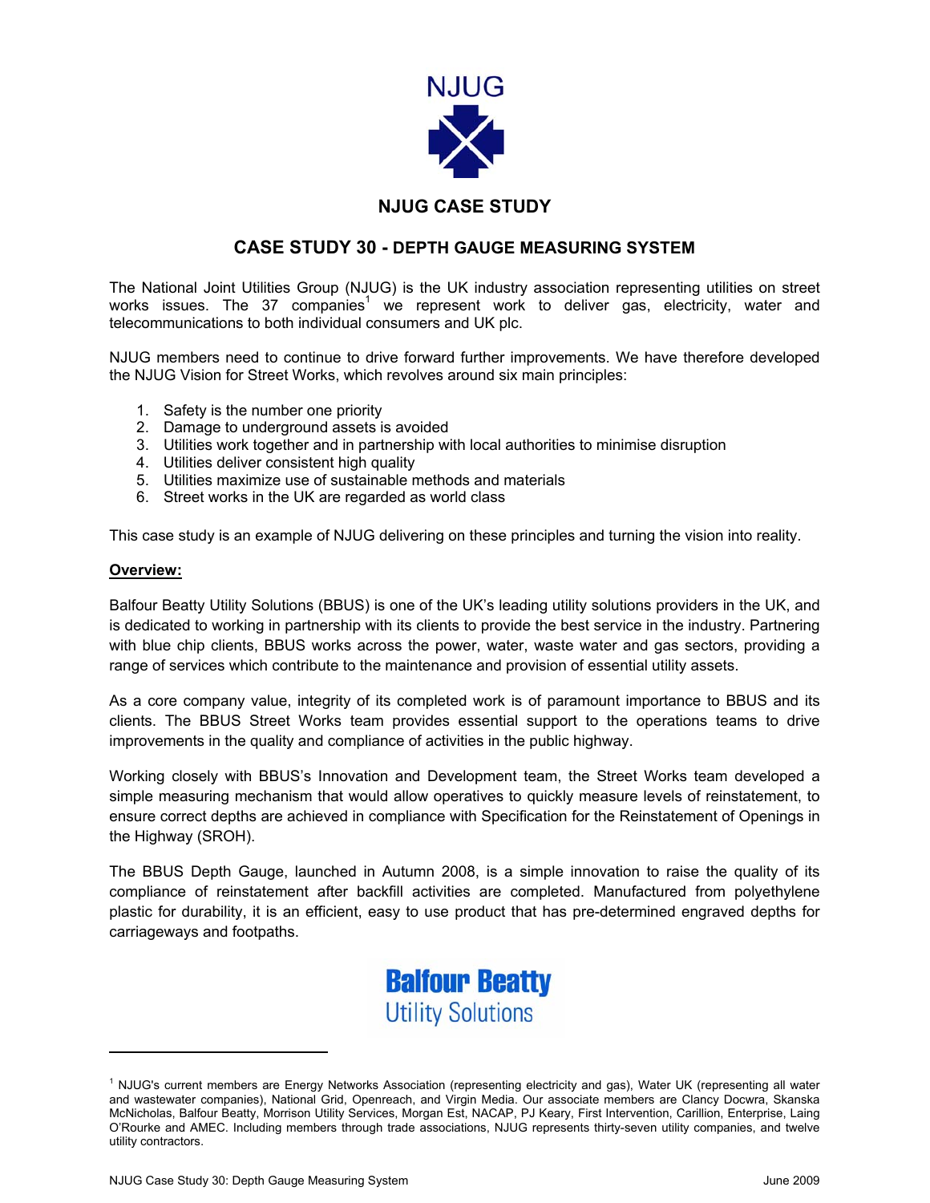NJUG

## NJUG CASE STUDY

## CASE STUDY 30 - DEPTH GAUGE MEASURING SYSTEM

The National Joint Utilities Group (NJUG) is the UK industry association representing utilities on street works issues. The 37 companies[1] we represent work to deliver gas, electricity, water and telecommunications to both individual consumers and UK plc.

NJUG members need to continue to drive forward further improvements. We have therefore developed the NJUG Vision for Street Works, which revolves around six main principles:

1. Safety is the number one priority
2. Damage to underground assets is avoided
3. Utilities work together and in partnership with local authorities to minimise disruption
4. Utilities deliver consistent high quality
5. Utilities maximize use of sustainable methods and materials
6. Street works in the UK are regarded as world class

This case study is an example of NJUG delivering on these principles and turning the vision into reality.

**Overview:**

Balfour Beatty Utility Solutions (BBUS) is one of the UK's leading utility solutions providers in the UK, and is dedicated to working in partnership with its clients to provide the best service in the industry. Partnering with blue chip clients, BBUS works across the power, water, waste water and gas sectors, providing a range of services which contribute to the maintenance and provision of essential utility assets.

As a core company value, integrity of its completed work is of paramount importance to BBUS and its clients. The BBUS Street Works team provides essential support to the operations teams to drive improvements in the quality and compliance of activities in the public highway.

Working closely with BBUS's Innovation and Development team, the Street Works team developed a simple measuring mechanism that would allow operatives to quickly measure levels of reinstatement, to ensure correct depths are achieved in compliance with Specification for the Reinstatement of Openings in the Highway (SROH).

The BBUS Depth Gauge, launched in Autumn 2008, is a simple innovation to raise the quality of its compliance of reinstatement after backfill activities are completed. Manufactured from polyethylene plastic for durability, it is an efficient, easy to use product that has pre-determined engraved depths for carriageways and footpaths.

Balfour Beatty
Utility Solutions

[1] NJUG's current members are Energy Networks Association (representing electricity and gas), Water UK (representing all water and wastewater companies), National Grid, Openreach, and Virgin Media. Our associate members are Clancy Docwra, Skanska McNicholas, Balfour Beatty, Morrison Utility Services, Morgan Est, NACAP, PJ Keary, First Intervention, Carillion, Enterprise, Laing O'Rourke and AMEC. Including members through trade associations, NJUG represents thirty-seven utility companies, and twelve utility contractors.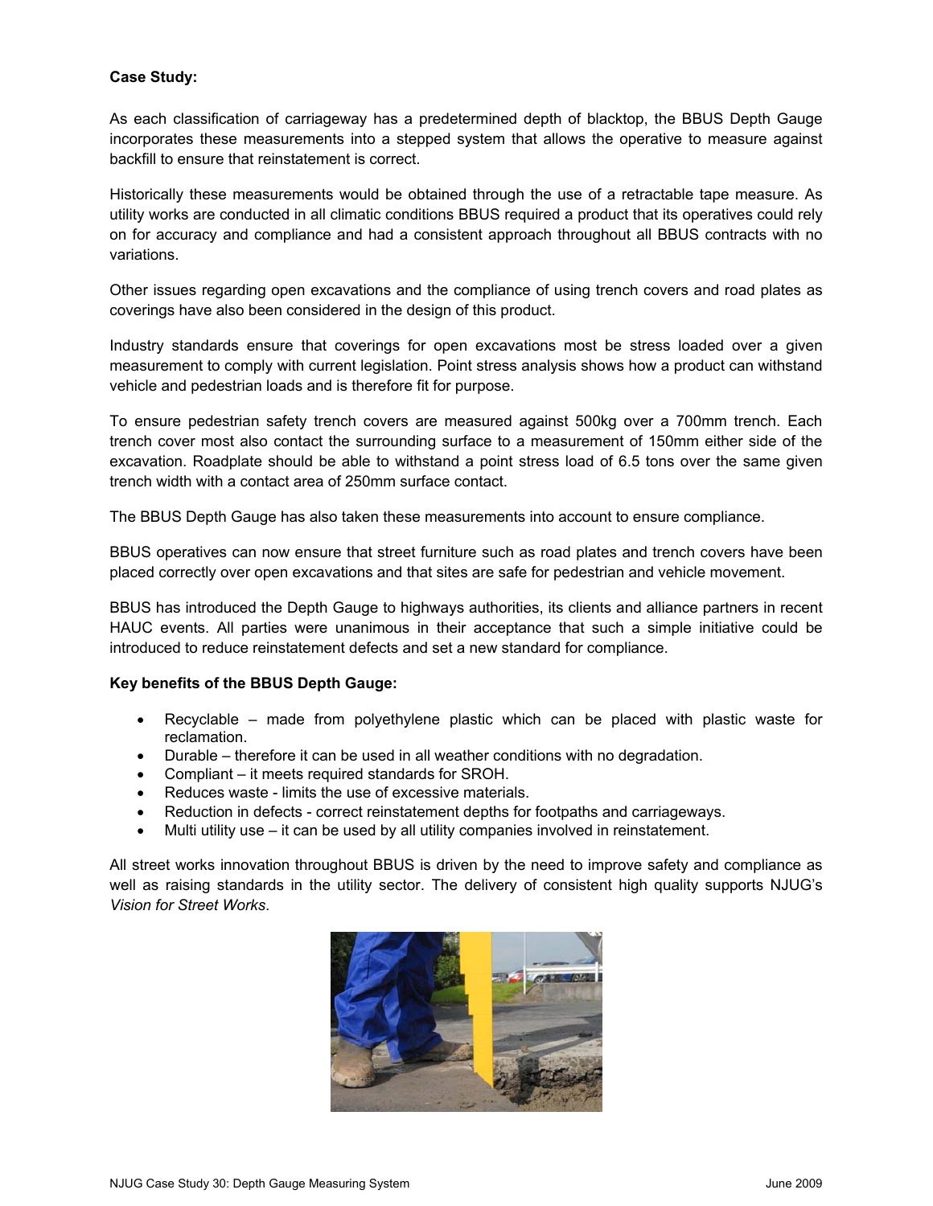**Case Study:**

As each classification of carriageway has a predetermined depth of blacktop, the BBUS Depth Gauge incorporates these measurements into a stepped system that allows the operative to measure against backfill to ensure that reinstatement is correct.

Historically these measurements would be obtained through the use of a retractable tape measure. As utility works are conducted in all climatic conditions BBUS required a product that its operatives could rely on for accuracy and compliance and had a consistent approach throughout all BBUS contracts with no variations.

Other issues regarding open excavations and the compliance of using trench covers and road plates as coverings have also been considered in the design of this product.

Industry standards ensure that coverings for open excavations most be stress loaded over a given measurement to comply with current legislation. Point stress analysis shows how a product can withstand vehicle and pedestrian loads and is therefore fit for purpose.

To ensure pedestrian safety trench covers are measured against 500kg over a 700mm trench. Each trench cover most also contact the surrounding surface to a measurement of 150mm either side of the excavation. Roadplate should be able to withstand a point stress load of 6.5 tons over the same given trench width with a contact area of 250mm surface contact.

The BBUS Depth Gauge has also taken these measurements into account to ensure compliance.

BBUS operatives can now ensure that street furniture such as road plates and trench covers have been placed correctly over open excavations and that sites are safe for pedestrian and vehicle movement.

BBUS has introduced the Depth Gauge to highways authorities, its clients and alliance partners in recent HAUC events. All parties were unanimous in their acceptance that such a simple initiative could be introduced to reduce reinstatement defects and set a new standard for compliance.

**Key benefits of the BBUS Depth Gauge:**

- Recyclable – made from polyethylene plastic which can be placed with plastic waste for reclamation.
- Durable – therefore it can be used in all weather conditions with no degradation.
- Compliant – it meets required standards for SROH.
- Reduces waste - limits the use of excessive materials.
- Reduction in defects - correct reinstatement depths for footpaths and carriageways.
- Multi utility use – it can be used by all utility companies involved in reinstatement.

All street works innovation throughout BBUS is driven by the need to improve safety and compliance as well as raising standards in the utility sector. The delivery of consistent high quality supports NJUG's *Vision for Street Works*.